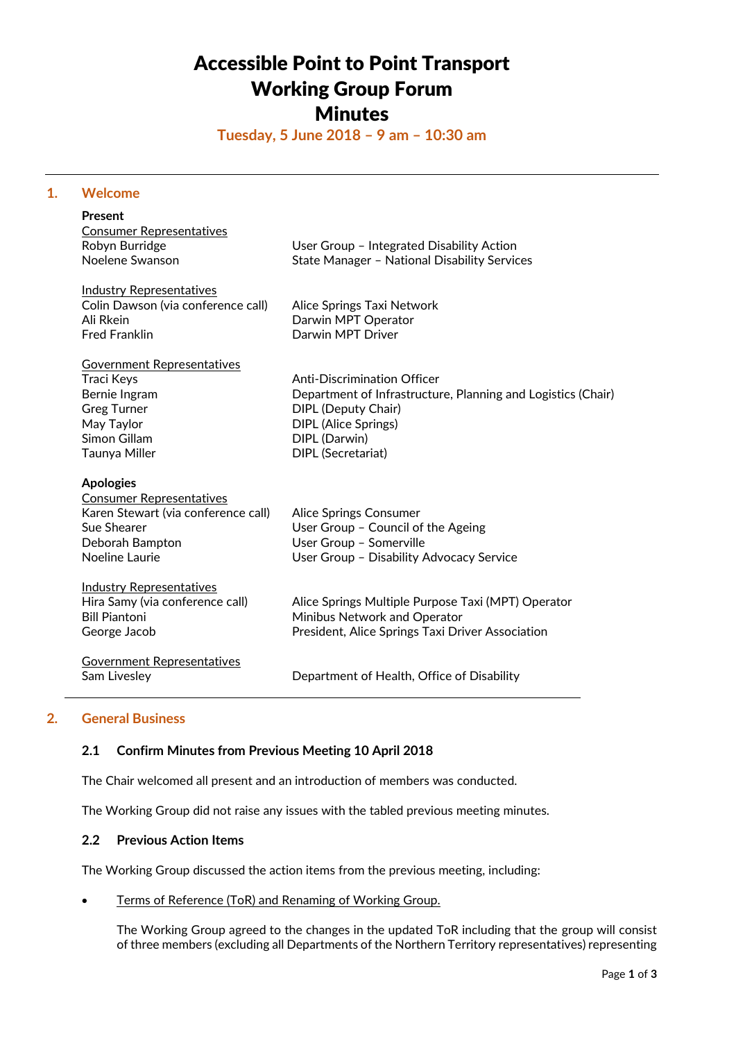# Accessible Point to Point Transport Working Group Forum Minutes

**Tuesday, 5 June 2018 – 9 am – 10:30 am**

## 1. Welcome

**Present**

Consumer Representatives

| | |
|---|---|
| Robyn Burridge | User Group – Integrated Disability Action |
| Noelene Swanson | State Manager – National Disability Services |

Industry Representatives

| | |
|---|---|
| Colin Dawson (via conference call) | Alice Springs Taxi Network |
| Ali Rkein | Darwin MPT Operator |
| Fred Franklin | Darwin MPT Driver |

Government Representatives

| | |
|---|---|
| Traci Keys | Anti-Discrimination Officer |
| Bernie Ingram | Department of Infrastructure, Planning and Logistics (Chair) |
| Greg Turner | DIPL (Deputy Chair) |
| May Taylor | DIPL (Alice Springs) |
| Simon Gillam | DIPL (Darwin) |
| Taunya Miller | DIPL (Secretariat) |

**Apologies**

Consumer Representatives

| | |
|---|---|
| Karen Stewart (via conference call) | Alice Springs Consumer |
| Sue Shearer | User Group – Council of the Ageing |
| Deborah Bampton | User Group – Somerville |
| Noeline Laurie | User Group – Disability Advocacy Service |

Industry Representatives

| | |
|---|---|
| Hira Samy (via conference call) | Alice Springs Multiple Purpose Taxi (MPT) Operator |
| Bill Piantoni | Minibus Network and Operator |
| George Jacob | President, Alice Springs Taxi Driver Association |

Government Representatives

| | |
|---|---|
| Sam Livesley | Department of Health, Office of Disability |

## 2. General Business

### 2.1 Confirm Minutes from Previous Meeting 10 April 2018

The Chair welcomed all present and an introduction of members was conducted.

The Working Group did not raise any issues with the tabled previous meeting minutes.

### 2.2 Previous Action Items

The Working Group discussed the action items from the previous meeting, including:

- Terms of Reference (ToR) and Renaming of Working Group.

  The Working Group agreed to the changes in the updated ToR including that the group will consist of three members (excluding all Departments of the Northern Territory representatives) representing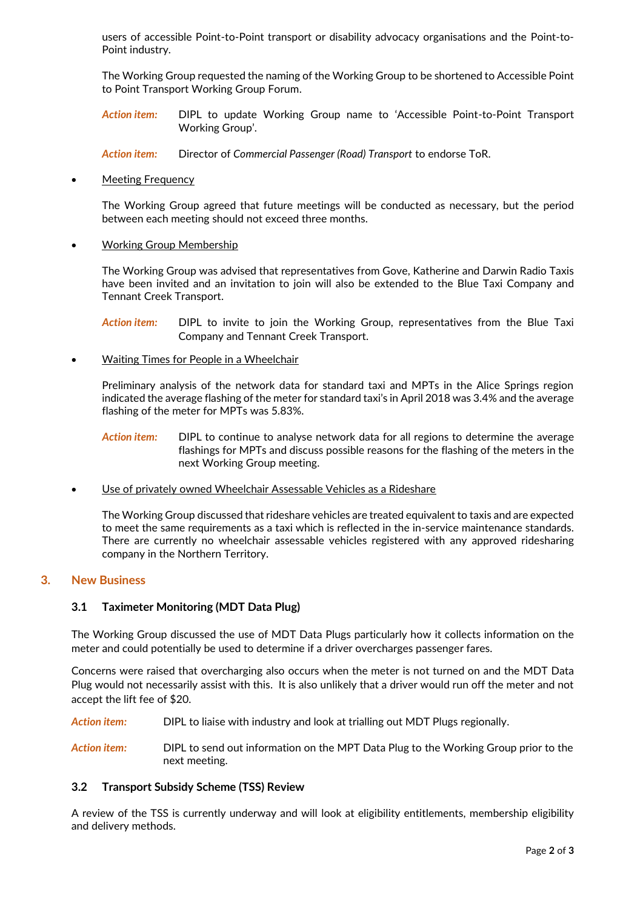users of accessible Point-to-Point transport or disability advocacy organisations and the Point-to-Point industry.

The Working Group requested the naming of the Working Group to be shortened to Accessible Point to Point Transport Working Group Forum.

*Action item:* DIPL to update Working Group name to 'Accessible Point-to-Point Transport Working Group'.

*Action item:* Director of *Commercial Passenger (Road) Transport* to endorse ToR.

- Meeting Frequency

  The Working Group agreed that future meetings will be conducted as necessary, but the period between each meeting should not exceed three months.

- Working Group Membership

  The Working Group was advised that representatives from Gove, Katherine and Darwin Radio Taxis have been invited and an invitation to join will also be extended to the Blue Taxi Company and Tennant Creek Transport.

  *Action item:* DIPL to invite to join the Working Group, representatives from the Blue Taxi Company and Tennant Creek Transport.

- Waiting Times for People in a Wheelchair

  Preliminary analysis of the network data for standard taxi and MPTs in the Alice Springs region indicated the average flashing of the meter for standard taxi's in April 2018 was 3.4% and the average flashing of the meter for MPTs was 5.83%.

  *Action item:* DIPL to continue to analyse network data for all regions to determine the average flashings for MPTs and discuss possible reasons for the flashing of the meters in the next Working Group meeting.

- Use of privately owned Wheelchair Assessable Vehicles as a Rideshare

  The Working Group discussed that rideshare vehicles are treated equivalent to taxis and are expected to meet the same requirements as a taxi which is reflected in the in-service maintenance standards. There are currently no wheelchair assessable vehicles registered with any approved ridesharing company in the Northern Territory.

## 3. New Business

### 3.1 Taximeter Monitoring (MDT Data Plug)

The Working Group discussed the use of MDT Data Plugs particularly how it collects information on the meter and could potentially be used to determine if a driver overcharges passenger fares.

Concerns were raised that overcharging also occurs when the meter is not turned on and the MDT Data Plug would not necessarily assist with this. It is also unlikely that a driver would run off the meter and not accept the lift fee of $20.

*Action item:* DIPL to liaise with industry and look at trialling out MDT Plugs regionally.

*Action item:* DIPL to send out information on the MPT Data Plug to the Working Group prior to the next meeting.

### 3.2 Transport Subsidy Scheme (TSS) Review

A review of the TSS is currently underway and will look at eligibility entitlements, membership eligibility and delivery methods.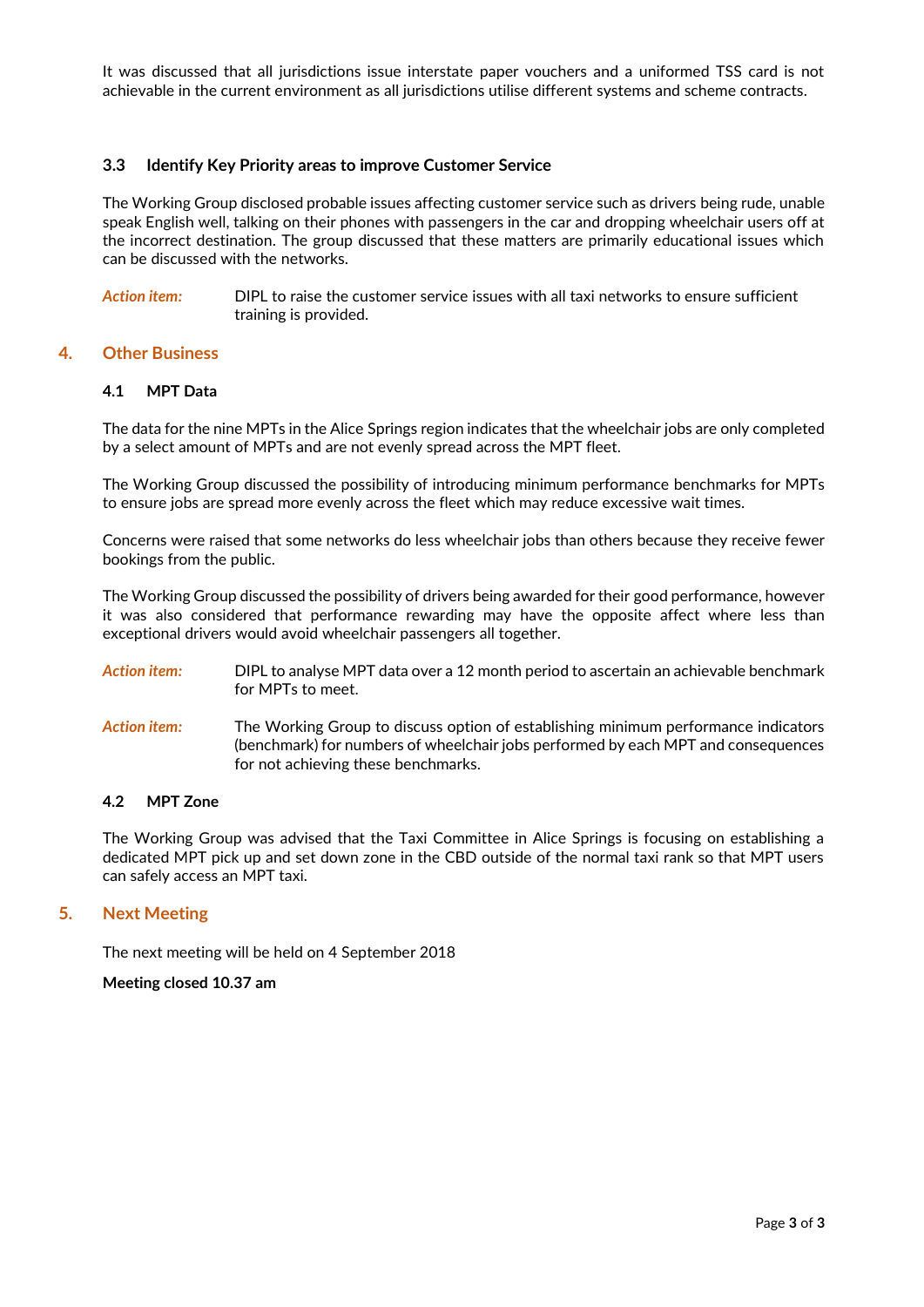It was discussed that all jurisdictions issue interstate paper vouchers and a uniformed TSS card is not achievable in the current environment as all jurisdictions utilise different systems and scheme contracts.

### 3.3 Identify Key Priority areas to improve Customer Service

The Working Group disclosed probable issues affecting customer service such as drivers being rude, unable speak English well, talking on their phones with passengers in the car and dropping wheelchair users off at the incorrect destination. The group discussed that these matters are primarily educational issues which can be discussed with the networks.

*Action item:* DIPL to raise the customer service issues with all taxi networks to ensure sufficient training is provided.

## 4. Other Business

### 4.1 MPT Data

The data for the nine MPTs in the Alice Springs region indicates that the wheelchair jobs are only completed by a select amount of MPTs and are not evenly spread across the MPT fleet.

The Working Group discussed the possibility of introducing minimum performance benchmarks for MPTs to ensure jobs are spread more evenly across the fleet which may reduce excessive wait times.

Concerns were raised that some networks do less wheelchair jobs than others because they receive fewer bookings from the public.

The Working Group discussed the possibility of drivers being awarded for their good performance, however it was also considered that performance rewarding may have the opposite affect where less than exceptional drivers would avoid wheelchair passengers all together.

*Action item:* DIPL to analyse MPT data over a 12 month period to ascertain an achievable benchmark for MPTs to meet.

*Action item:* The Working Group to discuss option of establishing minimum performance indicators (benchmark) for numbers of wheelchair jobs performed by each MPT and consequences for not achieving these benchmarks.

### 4.2 MPT Zone

The Working Group was advised that the Taxi Committee in Alice Springs is focusing on establishing a dedicated MPT pick up and set down zone in the CBD outside of the normal taxi rank so that MPT users can safely access an MPT taxi.

## 5. Next Meeting

The next meeting will be held on 4 September 2018

**Meeting closed 10.37 am**